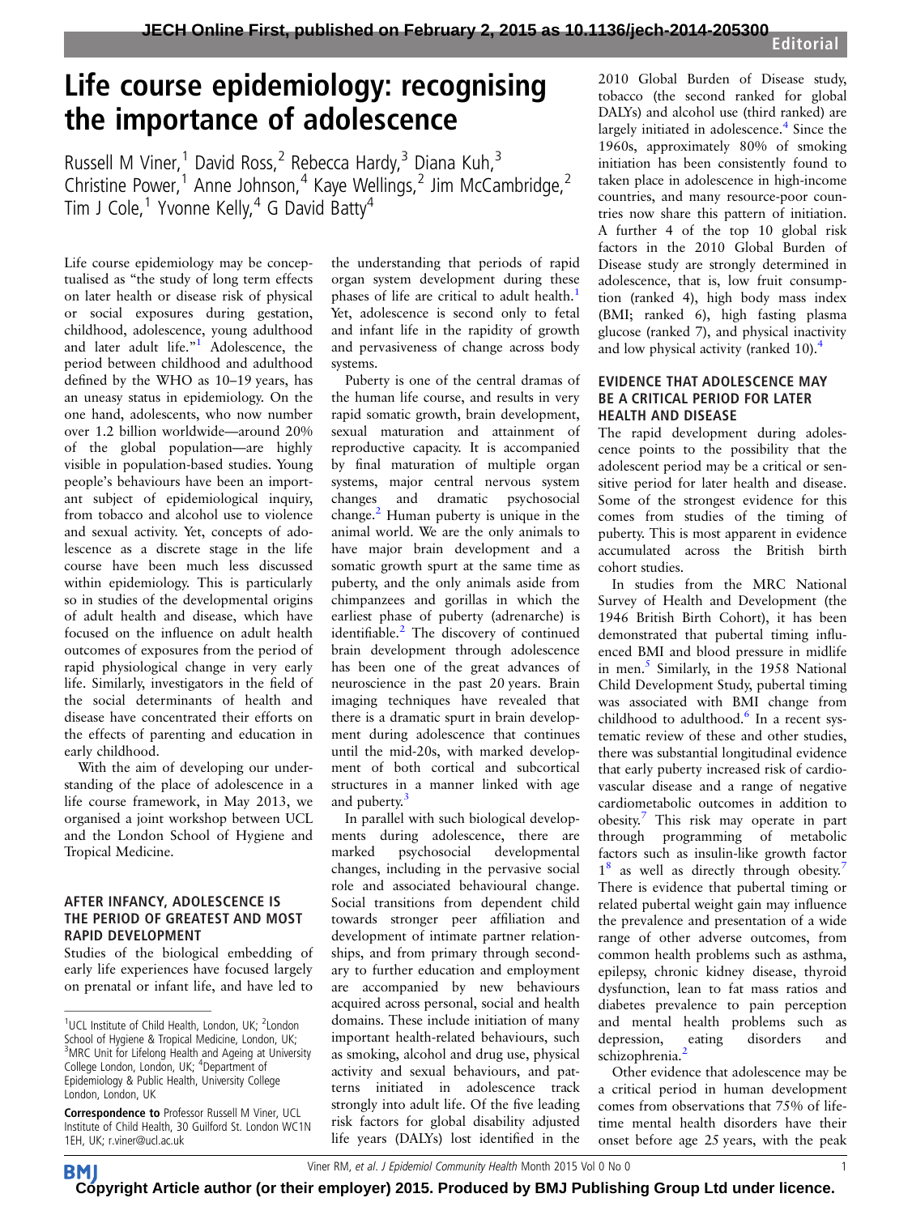# Life course epidemiology: recognising the importance of adolescence

Russell M Viner,[1] David Ross,[2] Rebecca Hardy,[3] Diana Kuh,[3] Christine Power,[1] Anne Johnson,[4] Kaye Wellings,[2] Jim McCambridge,[2] Tim J Cole,[1] Yvonne Kelly,[4] G David Batty[4]

[1]UCL Institute of Child Health, London, UK; [2]London School of Hygiene & Tropical Medicine, London, UK; [3]MRC Unit for Lifelong Health and Ageing at University College London, London, UK; [4]Department of Epidemiology & Public Health, University College London, London, UK

**Correspondence to** Professor Russell M Viner, UCL Institute of Child Health, 30 Guilford St. London WC1N 1EH, UK; r.viner@ucl.ac.uk

Life course epidemiology may be conceptualised as "the study of long term effects on later health or disease risk of physical or social exposures during gestation, childhood, adolescence, young adulthood and later adult life."[1] Adolescence, the period between childhood and adulthood defined by the WHO as 10–19 years, has an uneasy status in epidemiology. On the one hand, adolescents, who now number over 1.2 billion worldwide—around 20% of the global population—are highly visible in population-based studies. Young people's behaviours have been an important subject of epidemiological inquiry, from tobacco and alcohol use to violence and sexual activity. Yet, concepts of adolescence as a discrete stage in the life course have been much less discussed within epidemiology. This is particularly so in studies of the developmental origins of adult health and disease, which have focused on the influence on adult health outcomes of exposures from the period of rapid physiological change in very early life. Similarly, investigators in the field of the social determinants of health and disease have concentrated their efforts on the effects of parenting and education in early childhood.

With the aim of developing our understanding of the place of adolescence in a life course framework, in May 2013, we organised a joint workshop between UCL and the London School of Hygiene and Tropical Medicine.

## AFTER INFANCY, ADOLESCENCE IS THE PERIOD OF GREATEST AND MOST RAPID DEVELOPMENT

Studies of the biological embedding of early life experiences have focused largely on prenatal or infant life, and have led to the understanding that periods of rapid organ system development during these phases of life are critical to adult health.[1] Yet, adolescence is second only to fetal and infant life in the rapidity of growth and pervasiveness of change across body systems.

Puberty is one of the central dramas of the human life course, and results in very rapid somatic growth, brain development, sexual maturation and attainment of reproductive capacity. It is accompanied by final maturation of multiple organ systems, major central nervous system changes and dramatic psychosocial change.[2] Human puberty is unique in the animal world. We are the only animals to have major brain development and a somatic growth spurt at the same time as puberty, and the only animals aside from chimpanzees and gorillas in which the earliest phase of puberty (adrenarche) is identifiable.[2] The discovery of continued brain development through adolescence has been one of the great advances of neuroscience in the past 20 years. Brain imaging techniques have revealed that there is a dramatic spurt in brain development during adolescence that continues until the mid-20s, with marked development of both cortical and subcortical structures in a manner linked with age and puberty.[3]

In parallel with such biological developments during adolescence, there are marked psychosocial developmental changes, including in the pervasive social role and associated behavioural change. Social transitions from dependent child towards stronger peer affiliation and development of intimate partner relationships, and from primary through secondary to further education and employment are accompanied by new behaviours acquired across personal, social and health domains. These include initiation of many important health-related behaviours, such as smoking, alcohol and drug use, physical activity and sexual behaviours, and patterns initiated in adolescence track strongly into adult life. Of the five leading risk factors for global disability adjusted life years (DALYs) lost identified in the 2010 Global Burden of Disease study, tobacco (the second ranked for global DALYs) and alcohol use (third ranked) are largely initiated in adolescence.[4] Since the 1960s, approximately 80% of smoking initiation has been consistently found to taken place in adolescence in high-income countries, and many resource-poor countries now share this pattern of initiation. A further 4 of the top 10 global risk factors in the 2010 Global Burden of Disease study are strongly determined in adolescence, that is, low fruit consumption (ranked 4), high body mass index (BMI; ranked 6), high fasting plasma glucose (ranked 7), and physical inactivity and low physical activity (ranked 10).[4]

## EVIDENCE THAT ADOLESCENCE MAY BE A CRITICAL PERIOD FOR LATER HEALTH AND DISEASE

The rapid development during adolescence points to the possibility that the adolescent period may be a critical or sensitive period for later health and disease. Some of the strongest evidence for this comes from studies of the timing of puberty. This is most apparent in evidence accumulated across the British birth cohort studies.

In studies from the MRC National Survey of Health and Development (the 1946 British Birth Cohort), it has been demonstrated that pubertal timing influenced BMI and blood pressure in midlife in men.[5] Similarly, in the 1958 National Child Development Study, pubertal timing was associated with BMI change from childhood to adulthood.[6] In a recent systematic review of these and other studies, there was substantial longitudinal evidence that early puberty increased risk of cardiovascular disease and a range of negative cardiometabolic outcomes in addition to obesity.[7] This risk may operate in part through programming of metabolic factors such as insulin-like growth factor 1[8] as well as directly through obesity.[7] There is evidence that pubertal timing or related pubertal weight gain may influence the prevalence and presentation of a wide range of other adverse outcomes, from common health problems such as asthma, epilepsy, chronic kidney disease, thyroid dysfunction, lean to fat mass ratios and diabetes prevalence to pain perception and mental health problems such as depression, eating disorders and schizophrenia.[2]

Other evidence that adolescence may be a critical period in human development comes from observations that 75% of lifetime mental health disorders have their onset before age 25 years, with the peak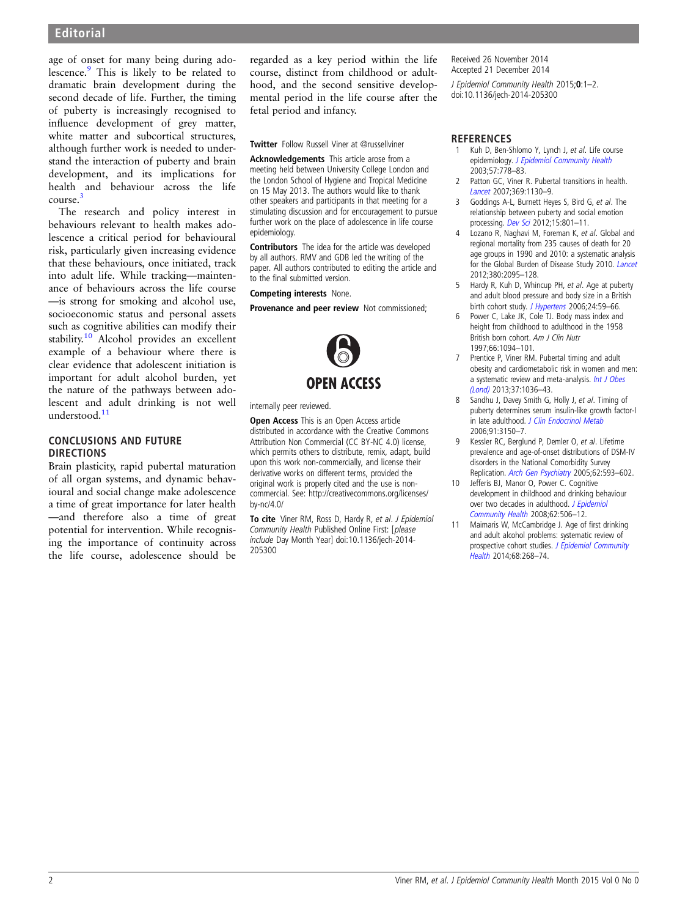age of onset for many being during adolescence.[9] This is likely to be related to dramatic brain development during the second decade of life. Further, the timing of puberty is increasingly recognised to influence development of grey matter, white matter and subcortical structures, although further work is needed to understand the interaction of puberty and brain development, and its implications for health and behaviour across the life course.[3]

The research and policy interest in behaviours relevant to health makes adolescence a critical period for behavioural risk, particularly given increasing evidence that these behaviours, once initiated, track into adult life. While tracking—maintenance of behaviours across the life course—is strong for smoking and alcohol use, socioeconomic status and personal assets such as cognitive abilities can modify their stability.[10] Alcohol provides an excellent example of a behaviour where there is clear evidence that adolescent initiation is important for adult alcohol burden, yet the nature of the pathways between adolescent and adult drinking is not well understood.[11]

## CONCLUSIONS AND FUTURE DIRECTIONS

Brain plasticity, rapid pubertal maturation of all organ systems, and dynamic behavioural and social change make adolescence a time of great importance for later health—and therefore also a time of great potential for intervention. While recognising the importance of continuity across the life course, adolescence should be regarded as a key period within the life course, distinct from childhood or adulthood, and the second sensitive developmental period in the life course after the fetal period and infancy.

**Twitter** Follow Russell Viner at @russellviner

**Acknowledgements** This article arose from a meeting held between University College London and the London School of Hygiene and Tropical Medicine on 15 May 2013. The authors would like to thank other speakers and participants in that meeting for a stimulating discussion and for encouragement to pursue further work on the place of adolescence in life course epidemiology.

**Contributors** The idea for the article was developed by all authors. RMV and GDB led the writing of the paper. All authors contributed to editing the article and to the final submitted version.

**Competing interests** None.

**Provenance and peer review** Not commissioned; internally peer reviewed.

OPEN ACCESS

**Open Access** This is an Open Access article distributed in accordance with the Creative Commons Attribution Non Commercial (CC BY-NC 4.0) license, which permits others to distribute, remix, adapt, build upon this work non-commercially, and license their derivative works on different terms, provided the original work is properly cited and the use is non-commercial. See: http://creativecommons.org/licenses/by-nc/4.0/

**To cite** Viner RM, Ross D, Hardy R, *et al*. *J Epidemiol Community Health* Published Online First: [*please include* Day Month Year] doi:10.1136/jech-2014-205300

Received 26 November 2014
Accepted 21 December 2014

*J Epidemiol Community Health* 2015;**0**:1–2.
doi:10.1136/jech-2014-205300

## REFERENCES

1. Kuh D, Ben-Shlomo Y, Lynch J, *et al*. Life course epidemiology. *J Epidemiol Community Health* 2003;57:778–83.
2. Patton GC, Viner R. Pubertal transitions in health. *Lancet* 2007;369:1130–9.
3. Goddings A-L, Burnett Heyes S, Bird G, *et al*. The relationship between puberty and social emotion processing. *Dev Sci* 2012;15:801–11.
4. Lozano R, Naghavi M, Foreman K, *et al*. Global and regional mortality from 235 causes of death for 20 age groups in 1990 and 2010: a systematic analysis for the Global Burden of Disease Study 2010. *Lancet* 2012;380:2095–128.
5. Hardy R, Kuh D, Whincup PH, *et al*. Age at puberty and adult blood pressure and body size in a British birth cohort study. *J Hypertens* 2006;24:59–66.
6. Power C, Lake JK, Cole TJ. Body mass index and height from childhood to adulthood in the 1958 British born cohort. *Am J Clin Nutr* 1997;66:1094–101.
7. Prentice P, Viner RM. Pubertal timing and adult obesity and cardiometabolic risk in women and men: a systematic review and meta-analysis. *Int J Obes (Lond)* 2013;37:1036–43.
8. Sandhu J, Davey Smith G, Holly J, *et al*. Timing of puberty determines serum insulin-like growth factor-I in late adulthood. *J Clin Endocrinol Metab* 2006;91:3150–7.
9. Kessler RC, Berglund P, Demler O, *et al*. Lifetime prevalence and age-of-onset distributions of DSM-IV disorders in the National Comorbidity Survey Replication. *Arch Gen Psychiatry* 2005;62:593–602.
10. Jefferis BJ, Manor O, Power C. Cognitive development in childhood and drinking behaviour over two decades in adulthood. *J Epidemiol Community Health* 2008;62:506–12.
11. Maimaris W, McCambridge J. Age of first drinking and adult alcohol problems: systematic review of prospective cohort studies. *J Epidemiol Community Health* 2014;68:268–74.